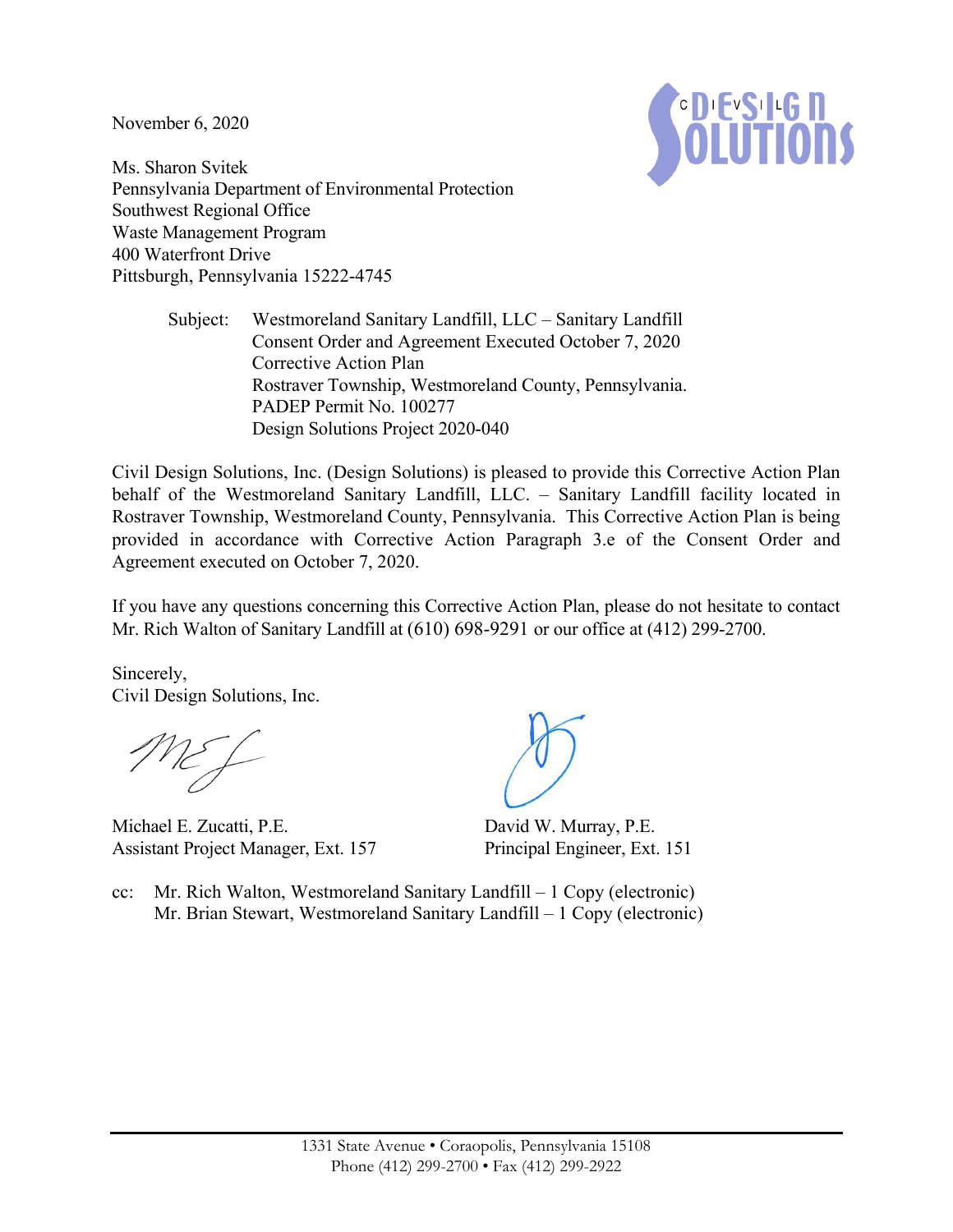November 6, 2020

Ms. Sharon Svitek
Pennsylvania Department of Environmental Protection
Southwest Regional Office
Waste Management Program
400 Waterfront Drive
Pittsburgh, Pennsylvania 15222-4745

Subject: Westmoreland Sanitary Landfill, LLC – Sanitary Landfill
Consent Order and Agreement Executed October 7, 2020
Corrective Action Plan
Rostraver Township, Westmoreland County, Pennsylvania.
PADEP Permit No. 100277
Design Solutions Project 2020-040

Civil Design Solutions, Inc. (Design Solutions) is pleased to provide this Corrective Action Plan behalf of the Westmoreland Sanitary Landfill, LLC. – Sanitary Landfill facility located in Rostraver Township, Westmoreland County, Pennsylvania. This Corrective Action Plan is being provided in accordance with Corrective Action Paragraph 3.e of the Consent Order and Agreement executed on October 7, 2020.

If you have any questions concerning this Corrective Action Plan, please do not hesitate to contact Mr. Rich Walton of Sanitary Landfill at (610) 698-9291 or our office at (412) 299-2700.

Sincerely,
Civil Design Solutions, Inc.

Michael E. Zucatti, P.E.
Assistant Project Manager, Ext. 157

David W. Murray, P.E.
Principal Engineer, Ext. 151

cc: Mr. Rich Walton, Westmoreland Sanitary Landfill – 1 Copy (electronic)
Mr. Brian Stewart, Westmoreland Sanitary Landfill – 1 Copy (electronic)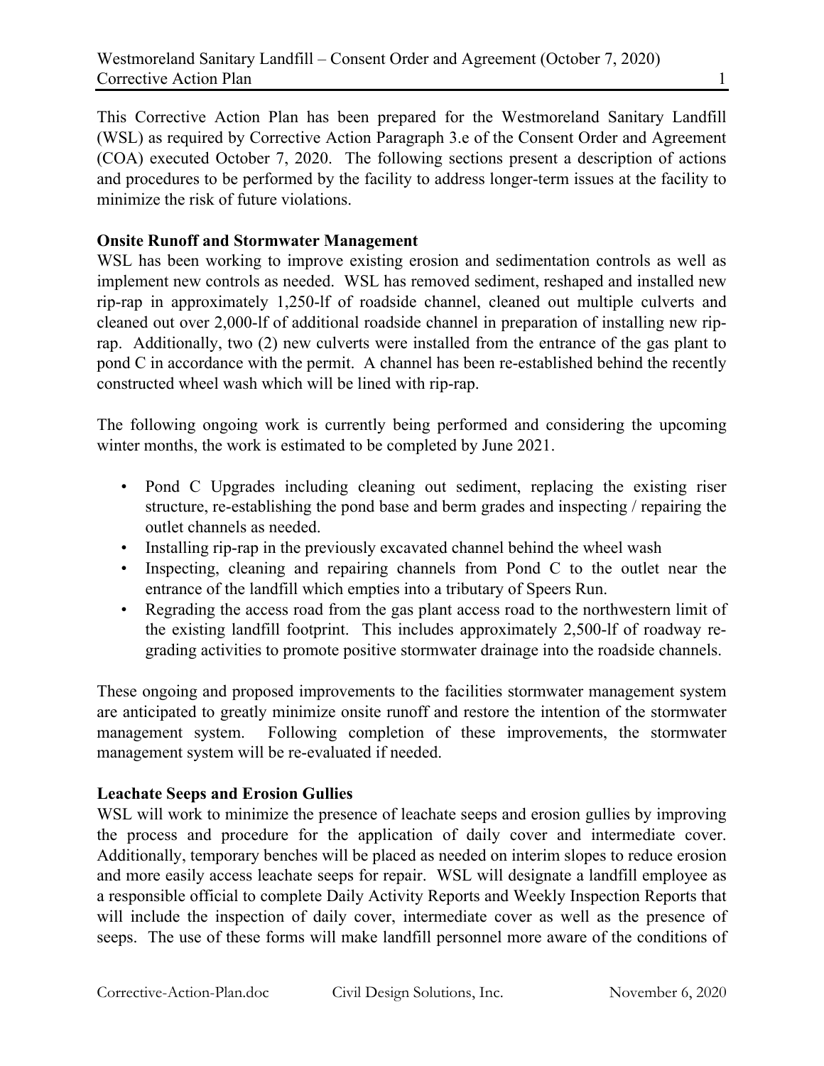This Corrective Action Plan has been prepared for the Westmoreland Sanitary Landfill (WSL) as required by Corrective Action Paragraph 3.e of the Consent Order and Agreement (COA) executed October 7, 2020. The following sections present a description of actions and procedures to be performed by the facility to address longer-term issues at the facility to minimize the risk of future violations.

**Onsite Runoff and Stormwater Management**

WSL has been working to improve existing erosion and sedimentation controls as well as implement new controls as needed. WSL has removed sediment, reshaped and installed new rip-rap in approximately 1,250-lf of roadside channel, cleaned out multiple culverts and cleaned out over 2,000-lf of additional roadside channel in preparation of installing new rip-rap. Additionally, two (2) new culverts were installed from the entrance of the gas plant to pond C in accordance with the permit. A channel has been re-established behind the recently constructed wheel wash which will be lined with rip-rap.

The following ongoing work is currently being performed and considering the upcoming winter months, the work is estimated to be completed by June 2021.

- Pond C Upgrades including cleaning out sediment, replacing the existing riser structure, re-establishing the pond base and berm grades and inspecting / repairing the outlet channels as needed.
- Installing rip-rap in the previously excavated channel behind the wheel wash
- Inspecting, cleaning and repairing channels from Pond C to the outlet near the entrance of the landfill which empties into a tributary of Speers Run.
- Regrading the access road from the gas plant access road to the northwestern limit of the existing landfill footprint. This includes approximately 2,500-lf of roadway re-grading activities to promote positive stormwater drainage into the roadside channels.

These ongoing and proposed improvements to the facilities stormwater management system are anticipated to greatly minimize onsite runoff and restore the intention of the stormwater management system. Following completion of these improvements, the stormwater management system will be re-evaluated if needed.

**Leachate Seeps and Erosion Gullies**

WSL will work to minimize the presence of leachate seeps and erosion gullies by improving the process and procedure for the application of daily cover and intermediate cover. Additionally, temporary benches will be placed as needed on interim slopes to reduce erosion and more easily access leachate seeps for repair. WSL will designate a landfill employee as a responsible official to complete Daily Activity Reports and Weekly Inspection Reports that will include the inspection of daily cover, intermediate cover as well as the presence of seeps. The use of these forms will make landfill personnel more aware of the conditions of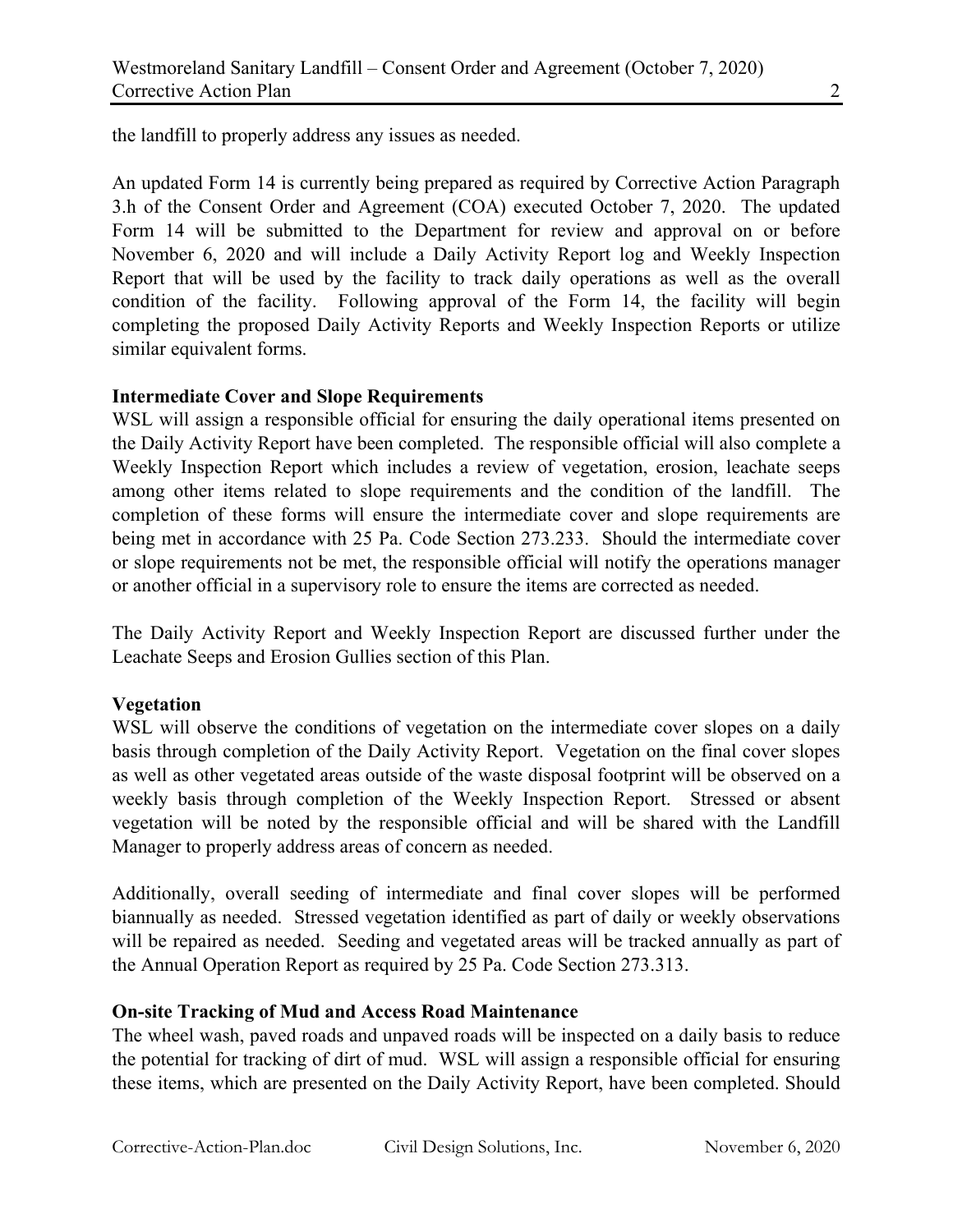the landfill to properly address any issues as needed.

An updated Form 14 is currently being prepared as required by Corrective Action Paragraph 3.h of the Consent Order and Agreement (COA) executed October 7, 2020. The updated Form 14 will be submitted to the Department for review and approval on or before November 6, 2020 and will include a Daily Activity Report log and Weekly Inspection Report that will be used by the facility to track daily operations as well as the overall condition of the facility. Following approval of the Form 14, the facility will begin completing the proposed Daily Activity Reports and Weekly Inspection Reports or utilize similar equivalent forms.

**Intermediate Cover and Slope Requirements**

WSL will assign a responsible official for ensuring the daily operational items presented on the Daily Activity Report have been completed. The responsible official will also complete a Weekly Inspection Report which includes a review of vegetation, erosion, leachate seeps among other items related to slope requirements and the condition of the landfill. The completion of these forms will ensure the intermediate cover and slope requirements are being met in accordance with 25 Pa. Code Section 273.233. Should the intermediate cover or slope requirements not be met, the responsible official will notify the operations manager or another official in a supervisory role to ensure the items are corrected as needed.

The Daily Activity Report and Weekly Inspection Report are discussed further under the Leachate Seeps and Erosion Gullies section of this Plan.

**Vegetation**

WSL will observe the conditions of vegetation on the intermediate cover slopes on a daily basis through completion of the Daily Activity Report. Vegetation on the final cover slopes as well as other vegetated areas outside of the waste disposal footprint will be observed on a weekly basis through completion of the Weekly Inspection Report. Stressed or absent vegetation will be noted by the responsible official and will be shared with the Landfill Manager to properly address areas of concern as needed.

Additionally, overall seeding of intermediate and final cover slopes will be performed biannually as needed. Stressed vegetation identified as part of daily or weekly observations will be repaired as needed. Seeding and vegetated areas will be tracked annually as part of the Annual Operation Report as required by 25 Pa. Code Section 273.313.

**On-site Tracking of Mud and Access Road Maintenance**

The wheel wash, paved roads and unpaved roads will be inspected on a daily basis to reduce the potential for tracking of dirt of mud. WSL will assign a responsible official for ensuring these items, which are presented on the Daily Activity Report, have been completed. Should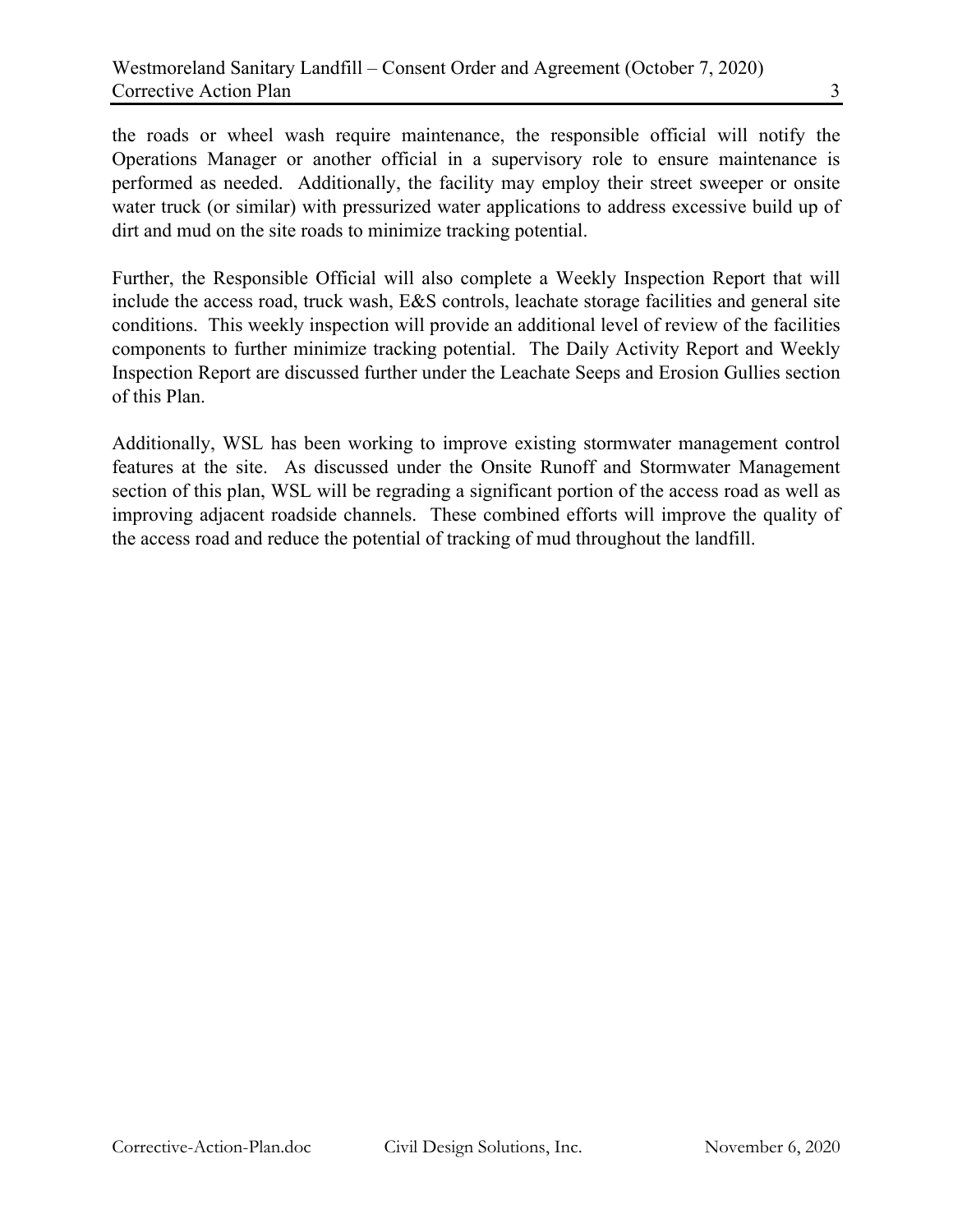the roads or wheel wash require maintenance, the responsible official will notify the Operations Manager or another official in a supervisory role to ensure maintenance is performed as needed. Additionally, the facility may employ their street sweeper or onsite water truck (or similar) with pressurized water applications to address excessive build up of dirt and mud on the site roads to minimize tracking potential.

Further, the Responsible Official will also complete a Weekly Inspection Report that will include the access road, truck wash, E&S controls, leachate storage facilities and general site conditions. This weekly inspection will provide an additional level of review of the facilities components to further minimize tracking potential. The Daily Activity Report and Weekly Inspection Report are discussed further under the Leachate Seeps and Erosion Gullies section of this Plan.

Additionally, WSL has been working to improve existing stormwater management control features at the site. As discussed under the Onsite Runoff and Stormwater Management section of this plan, WSL will be regrading a significant portion of the access road as well as improving adjacent roadside channels. These combined efforts will improve the quality of the access road and reduce the potential of tracking of mud throughout the landfill.